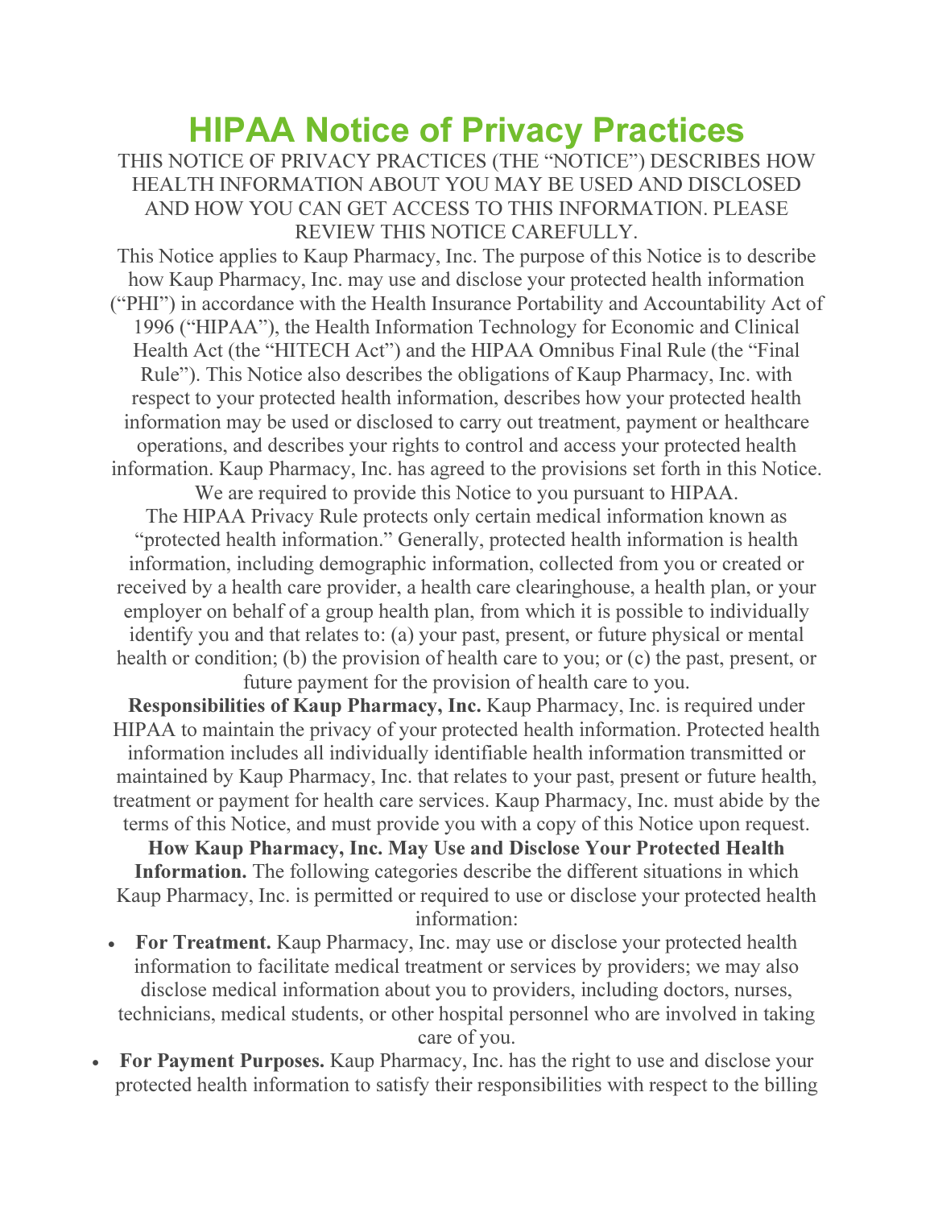# HIPAA Notice of Privacy Practices

THIS NOTICE OF PRIVACY PRACTICES (THE "NOTICE") DESCRIBES HOW HEALTH INFORMATION ABOUT YOU MAY BE USED AND DISCLOSED AND HOW YOU CAN GET ACCESS TO THIS INFORMATION. PLEASE REVIEW THIS NOTICE CAREFULLY.

This Notice applies to Kaup Pharmacy, Inc. The purpose of this Notice is to describe how Kaup Pharmacy, Inc. may use and disclose your protected health information ("PHI") in accordance with the Health Insurance Portability and Accountability Act of 1996 ("HIPAA"), the Health Information Technology for Economic and Clinical Health Act (the "HITECH Act") and the HIPAA Omnibus Final Rule (the "Final Rule"). This Notice also describes the obligations of Kaup Pharmacy, Inc. with respect to your protected health information, describes how your protected health information may be used or disclosed to carry out treatment, payment or healthcare operations, and describes your rights to control and access your protected health information. Kaup Pharmacy, Inc. has agreed to the provisions set forth in this Notice. We are required to provide this Notice to you pursuant to HIPAA.

The HIPAA Privacy Rule protects only certain medical information known as "protected health information." Generally, protected health information is health information, including demographic information, collected from you or created or received by a health care provider, a health care clearinghouse, a health plan, or your employer on behalf of a group health plan, from which it is possible to individually identify you and that relates to: (a) your past, present, or future physical or mental health or condition; (b) the provision of health care to you; or (c) the past, present, or future payment for the provision of health care to you.

**Responsibilities of Kaup Pharmacy, Inc.** Kaup Pharmacy, Inc. is required under HIPAA to maintain the privacy of your protected health information. Protected health information includes all individually identifiable health information transmitted or maintained by Kaup Pharmacy, Inc. that relates to your past, present or future health, treatment or payment for health care services. Kaup Pharmacy, Inc. must abide by the terms of this Notice, and must provide you with a copy of this Notice upon request.

**How Kaup Pharmacy, Inc. May Use and Disclose Your Protected Health Information.** The following categories describe the different situations in which Kaup Pharmacy, Inc. is permitted or required to use or disclose your protected health information:

- **For Treatment.** Kaup Pharmacy, Inc. may use or disclose your protected health information to facilitate medical treatment or services by providers; we may also disclose medical information about you to providers, including doctors, nurses, technicians, medical students, or other hospital personnel who are involved in taking care of you.
- **For Payment Purposes.** Kaup Pharmacy, Inc. has the right to use and disclose your protected health information to satisfy their responsibilities with respect to the billing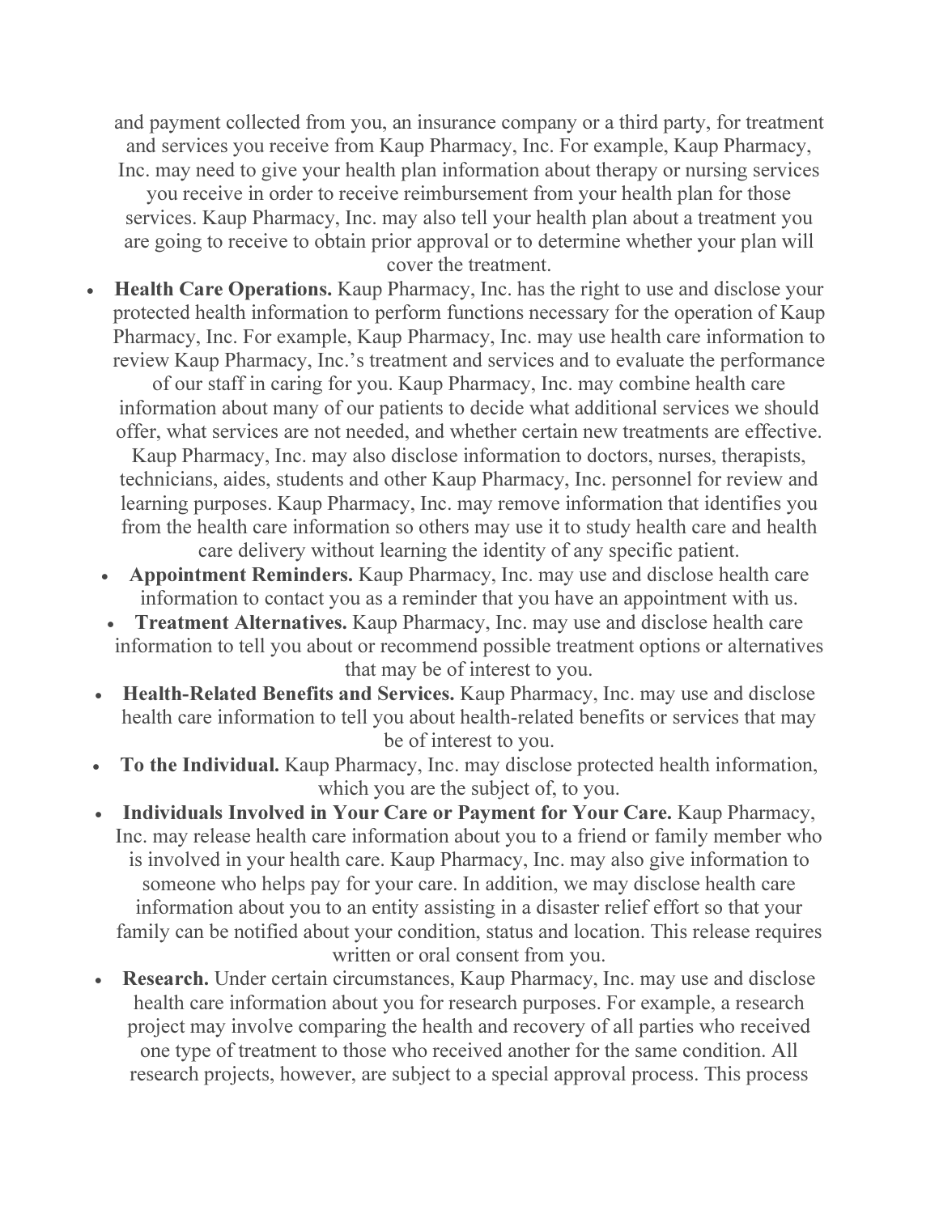and payment collected from you, an insurance company or a third party, for treatment and services you receive from Kaup Pharmacy, Inc. For example, Kaup Pharmacy, Inc. may need to give your health plan information about therapy or nursing services you receive in order to receive reimbursement from your health plan for those services. Kaup Pharmacy, Inc. may also tell your health plan about a treatment you are going to receive to obtain prior approval or to determine whether your plan will cover the treatment.

- **Health Care Operations.** Kaup Pharmacy, Inc. has the right to use and disclose your protected health information to perform functions necessary for the operation of Kaup Pharmacy, Inc. For example, Kaup Pharmacy, Inc. may use health care information to review Kaup Pharmacy, Inc.'s treatment and services and to evaluate the performance of our staff in caring for you. Kaup Pharmacy, Inc. may combine health care information about many of our patients to decide what additional services we should offer, what services are not needed, and whether certain new treatments are effective. Kaup Pharmacy, Inc. may also disclose information to doctors, nurses, therapists, technicians, aides, students and other Kaup Pharmacy, Inc. personnel for review and learning purposes. Kaup Pharmacy, Inc. may remove information that identifies you from the health care information so others may use it to study health care and health care delivery without learning the identity of any specific patient.
- **Appointment Reminders.** Kaup Pharmacy, Inc. may use and disclose health care information to contact you as a reminder that you have an appointment with us.
- **Treatment Alternatives.** Kaup Pharmacy, Inc. may use and disclose health care information to tell you about or recommend possible treatment options or alternatives that may be of interest to you.
- **Health-Related Benefits and Services.** Kaup Pharmacy, Inc. may use and disclose health care information to tell you about health-related benefits or services that may be of interest to you.
- **To the Individual.** Kaup Pharmacy, Inc. may disclose protected health information, which you are the subject of, to you.
- **Individuals Involved in Your Care or Payment for Your Care.** Kaup Pharmacy, Inc. may release health care information about you to a friend or family member who is involved in your health care. Kaup Pharmacy, Inc. may also give information to someone who helps pay for your care. In addition, we may disclose health care information about you to an entity assisting in a disaster relief effort so that your family can be notified about your condition, status and location. This release requires written or oral consent from you.
- **Research.** Under certain circumstances, Kaup Pharmacy, Inc. may use and disclose health care information about you for research purposes. For example, a research project may involve comparing the health and recovery of all parties who received one type of treatment to those who received another for the same condition. All research projects, however, are subject to a special approval process. This process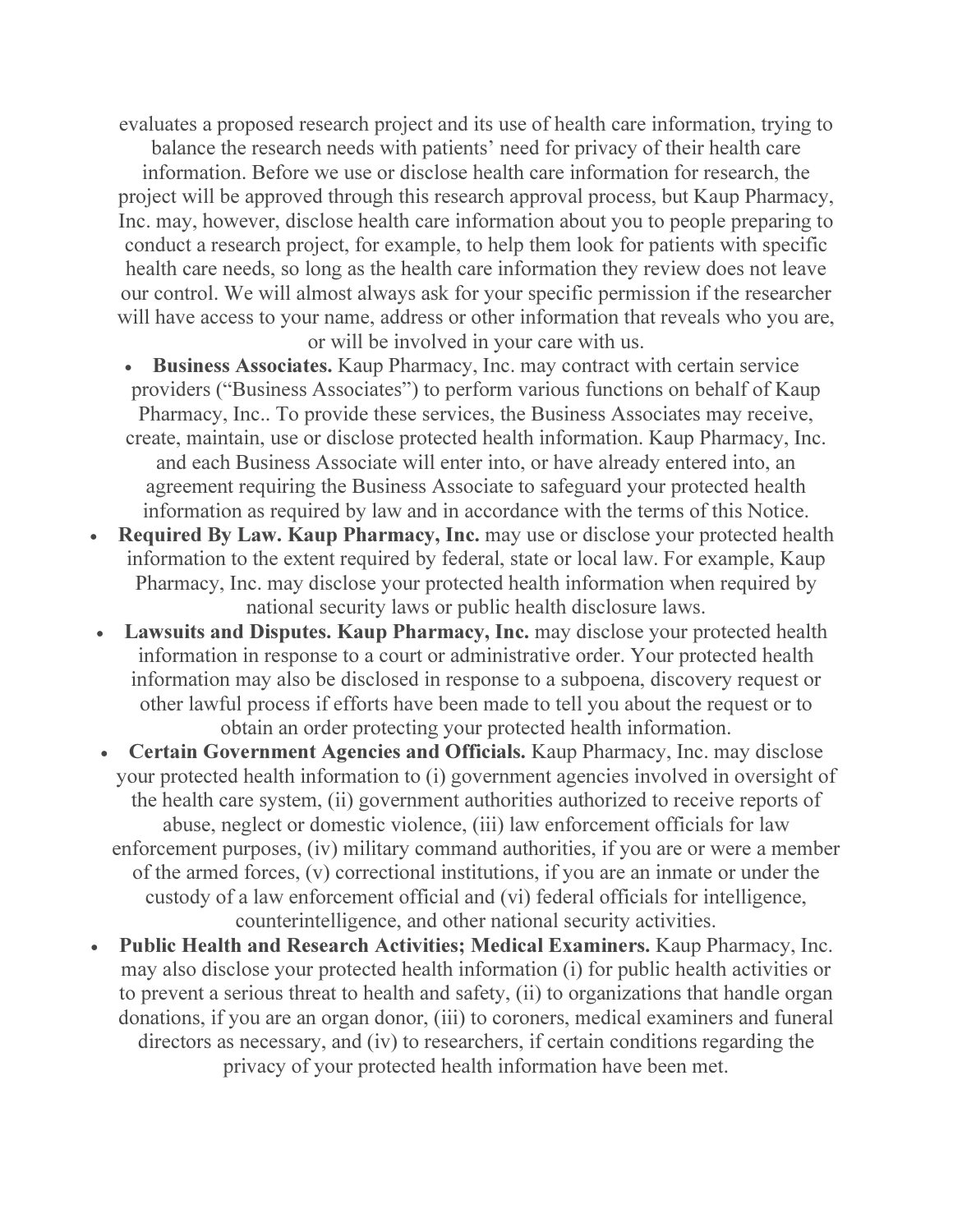evaluates a proposed research project and its use of health care information, trying to balance the research needs with patients' need for privacy of their health care information. Before we use or disclose health care information for research, the project will be approved through this research approval process, but Kaup Pharmacy, Inc. may, however, disclose health care information about you to people preparing to conduct a research project, for example, to help them look for patients with specific health care needs, so long as the health care information they review does not leave our control. We will almost always ask for your specific permission if the researcher will have access to your name, address or other information that reveals who you are, or will be involved in your care with us.

- **Business Associates.** Kaup Pharmacy, Inc. may contract with certain service providers ("Business Associates") to perform various functions on behalf of Kaup Pharmacy, Inc.. To provide these services, the Business Associates may receive, create, maintain, use or disclose protected health information. Kaup Pharmacy, Inc. and each Business Associate will enter into, or have already entered into, an agreement requiring the Business Associate to safeguard your protected health information as required by law and in accordance with the terms of this Notice.
- **Required By Law. Kaup Pharmacy, Inc.** may use or disclose your protected health information to the extent required by federal, state or local law. For example, Kaup Pharmacy, Inc. may disclose your protected health information when required by national security laws or public health disclosure laws.
- **Lawsuits and Disputes. Kaup Pharmacy, Inc.** may disclose your protected health information in response to a court or administrative order. Your protected health information may also be disclosed in response to a subpoena, discovery request or other lawful process if efforts have been made to tell you about the request or to obtain an order protecting your protected health information.
- **Certain Government Agencies and Officials.** Kaup Pharmacy, Inc. may disclose your protected health information to (i) government agencies involved in oversight of the health care system, (ii) government authorities authorized to receive reports of abuse, neglect or domestic violence, (iii) law enforcement officials for law enforcement purposes, (iv) military command authorities, if you are or were a member of the armed forces, (v) correctional institutions, if you are an inmate or under the custody of a law enforcement official and (vi) federal officials for intelligence, counterintelligence, and other national security activities.
- **Public Health and Research Activities; Medical Examiners.** Kaup Pharmacy, Inc. may also disclose your protected health information (i) for public health activities or to prevent a serious threat to health and safety, (ii) to organizations that handle organ donations, if you are an organ donor, (iii) to coroners, medical examiners and funeral directors as necessary, and (iv) to researchers, if certain conditions regarding the privacy of your protected health information have been met.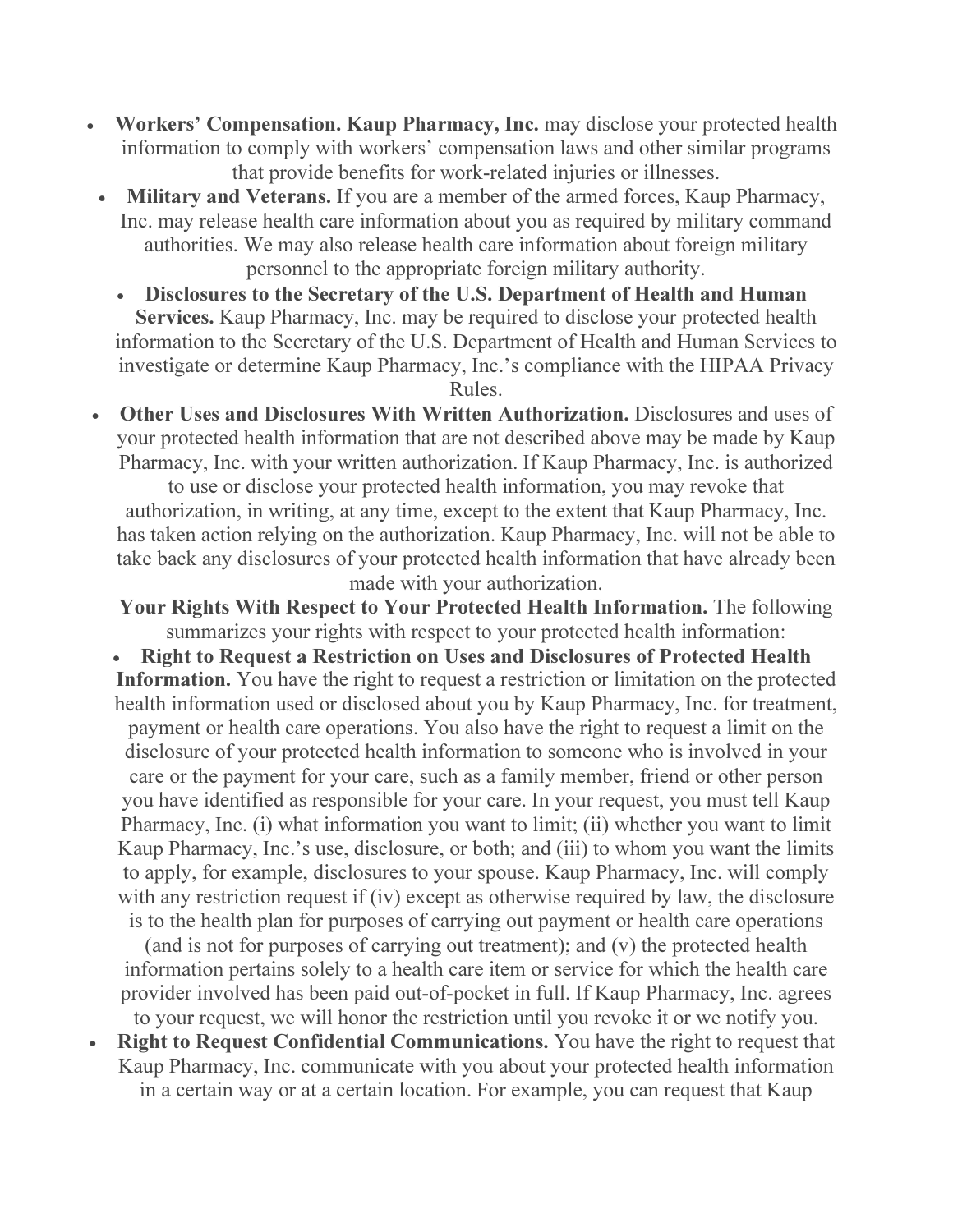- **Workers' Compensation. Kaup Pharmacy, Inc.** may disclose your protected health information to comply with workers' compensation laws and other similar programs that provide benefits for work-related injuries or illnesses.
- **Military and Veterans.** If you are a member of the armed forces, Kaup Pharmacy, Inc. may release health care information about you as required by military command authorities. We may also release health care information about foreign military personnel to the appropriate foreign military authority.
- **Disclosures to the Secretary of the U.S. Department of Health and Human Services.** Kaup Pharmacy, Inc. may be required to disclose your protected health information to the Secretary of the U.S. Department of Health and Human Services to investigate or determine Kaup Pharmacy, Inc.'s compliance with the HIPAA Privacy Rules.
- **Other Uses and Disclosures With Written Authorization.** Disclosures and uses of your protected health information that are not described above may be made by Kaup Pharmacy, Inc. with your written authorization. If Kaup Pharmacy, Inc. is authorized to use or disclose your protected health information, you may revoke that authorization, in writing, at any time, except to the extent that Kaup Pharmacy, Inc. has taken action relying on the authorization. Kaup Pharmacy, Inc. will not be able to take back any disclosures of your protected health information that have already been made with your authorization.

**Your Rights With Respect to Your Protected Health Information.** The following summarizes your rights with respect to your protected health information:

- **Right to Request a Restriction on Uses and Disclosures of Protected Health Information.** You have the right to request a restriction or limitation on the protected health information used or disclosed about you by Kaup Pharmacy, Inc. for treatment, payment or health care operations. You also have the right to request a limit on the disclosure of your protected health information to someone who is involved in your care or the payment for your care, such as a family member, friend or other person you have identified as responsible for your care. In your request, you must tell Kaup Pharmacy, Inc. (i) what information you want to limit; (ii) whether you want to limit Kaup Pharmacy, Inc.'s use, disclosure, or both; and (iii) to whom you want the limits to apply, for example, disclosures to your spouse. Kaup Pharmacy, Inc. will comply with any restriction request if (iv) except as otherwise required by law, the disclosure is to the health plan for purposes of carrying out payment or health care operations (and is not for purposes of carrying out treatment); and (v) the protected health information pertains solely to a health care item or service for which the health care provider involved has been paid out-of-pocket in full. If Kaup Pharmacy, Inc. agrees to your request, we will honor the restriction until you revoke it or we notify you.
- **Right to Request Confidential Communications.** You have the right to request that Kaup Pharmacy, Inc. communicate with you about your protected health information in a certain way or at a certain location. For example, you can request that Kaup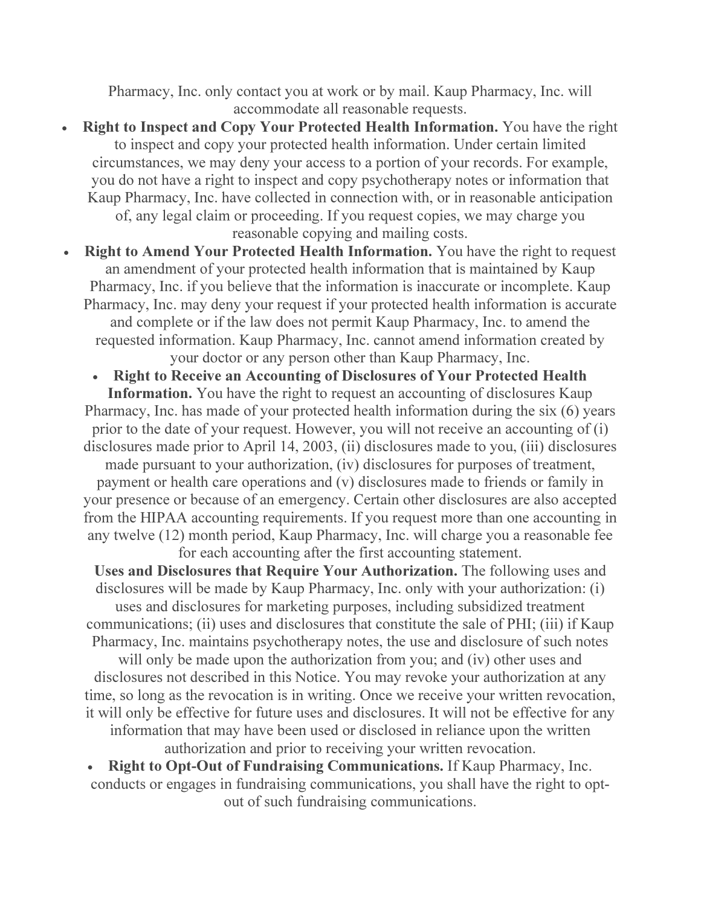Pharmacy, Inc. only contact you at work or by mail. Kaup Pharmacy, Inc. will accommodate all reasonable requests.

- **Right to Inspect and Copy Your Protected Health Information.** You have the right to inspect and copy your protected health information. Under certain limited circumstances, we may deny your access to a portion of your records. For example, you do not have a right to inspect and copy psychotherapy notes or information that Kaup Pharmacy, Inc. have collected in connection with, or in reasonable anticipation of, any legal claim or proceeding. If you request copies, we may charge you reasonable copying and mailing costs.
- **Right to Amend Your Protected Health Information.** You have the right to request an amendment of your protected health information that is maintained by Kaup Pharmacy, Inc. if you believe that the information is inaccurate or incomplete. Kaup Pharmacy, Inc. may deny your request if your protected health information is accurate and complete or if the law does not permit Kaup Pharmacy, Inc. to amend the requested information. Kaup Pharmacy, Inc. cannot amend information created by your doctor or any person other than Kaup Pharmacy, Inc.
- **Right to Receive an Accounting of Disclosures of Your Protected Health Information.** You have the right to request an accounting of disclosures Kaup Pharmacy, Inc. has made of your protected health information during the six (6) years prior to the date of your request. However, you will not receive an accounting of (i) disclosures made prior to April 14, 2003, (ii) disclosures made to you, (iii) disclosures made pursuant to your authorization, (iv) disclosures for purposes of treatment, payment or health care operations and (v) disclosures made to friends or family in your presence or because of an emergency. Certain other disclosures are also accepted from the HIPAA accounting requirements. If you request more than one accounting in any twelve (12) month period, Kaup Pharmacy, Inc. will charge you a reasonable fee for each accounting after the first accounting statement.

**Uses and Disclosures that Require Your Authorization.** The following uses and disclosures will be made by Kaup Pharmacy, Inc. only with your authorization: (i) uses and disclosures for marketing purposes, including subsidized treatment communications; (ii) uses and disclosures that constitute the sale of PHI; (iii) if Kaup Pharmacy, Inc. maintains psychotherapy notes, the use and disclosure of such notes will only be made upon the authorization from you; and (iv) other uses and disclosures not described in this Notice. You may revoke your authorization at any time, so long as the revocation is in writing. Once we receive your written revocation, it will only be effective for future uses and disclosures. It will not be effective for any information that may have been used or disclosed in reliance upon the written authorization and prior to receiving your written revocation.

- **Right to Opt-Out of Fundraising Communications.** If Kaup Pharmacy, Inc. conducts or engages in fundraising communications, you shall have the right to opt-out of such fundraising communications.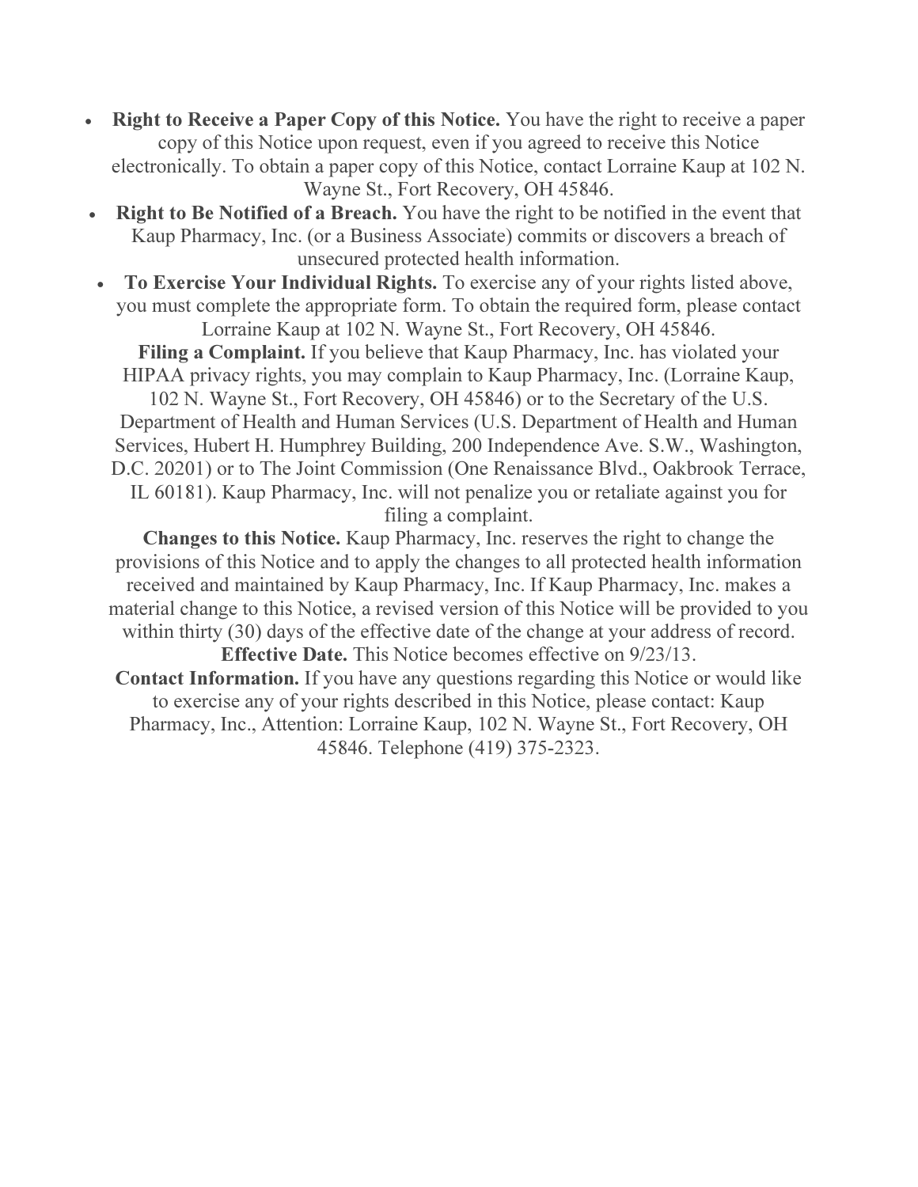- **Right to Receive a Paper Copy of this Notice.** You have the right to receive a paper copy of this Notice upon request, even if you agreed to receive this Notice electronically. To obtain a paper copy of this Notice, contact Lorraine Kaup at 102 N. Wayne St., Fort Recovery, OH 45846.
- **Right to Be Notified of a Breach.** You have the right to be notified in the event that Kaup Pharmacy, Inc. (or a Business Associate) commits or discovers a breach of unsecured protected health information.
- **To Exercise Your Individual Rights.** To exercise any of your rights listed above, you must complete the appropriate form. To obtain the required form, please contact Lorraine Kaup at 102 N. Wayne St., Fort Recovery, OH 45846.

**Filing a Complaint.** If you believe that Kaup Pharmacy, Inc. has violated your HIPAA privacy rights, you may complain to Kaup Pharmacy, Inc. (Lorraine Kaup, 102 N. Wayne St., Fort Recovery, OH 45846) or to the Secretary of the U.S. Department of Health and Human Services (U.S. Department of Health and Human Services, Hubert H. Humphrey Building, 200 Independence Ave. S.W., Washington, D.C. 20201) or to The Joint Commission (One Renaissance Blvd., Oakbrook Terrace, IL 60181). Kaup Pharmacy, Inc. will not penalize you or retaliate against you for filing a complaint.

**Changes to this Notice.** Kaup Pharmacy, Inc. reserves the right to change the provisions of this Notice and to apply the changes to all protected health information received and maintained by Kaup Pharmacy, Inc. If Kaup Pharmacy, Inc. makes a material change to this Notice, a revised version of this Notice will be provided to you within thirty (30) days of the effective date of the change at your address of record.

**Effective Date.** This Notice becomes effective on 9/23/13.

**Contact Information.** If you have any questions regarding this Notice or would like to exercise any of your rights described in this Notice, please contact: Kaup Pharmacy, Inc., Attention: Lorraine Kaup, 102 N. Wayne St., Fort Recovery, OH 45846. Telephone (419) 375-2323.